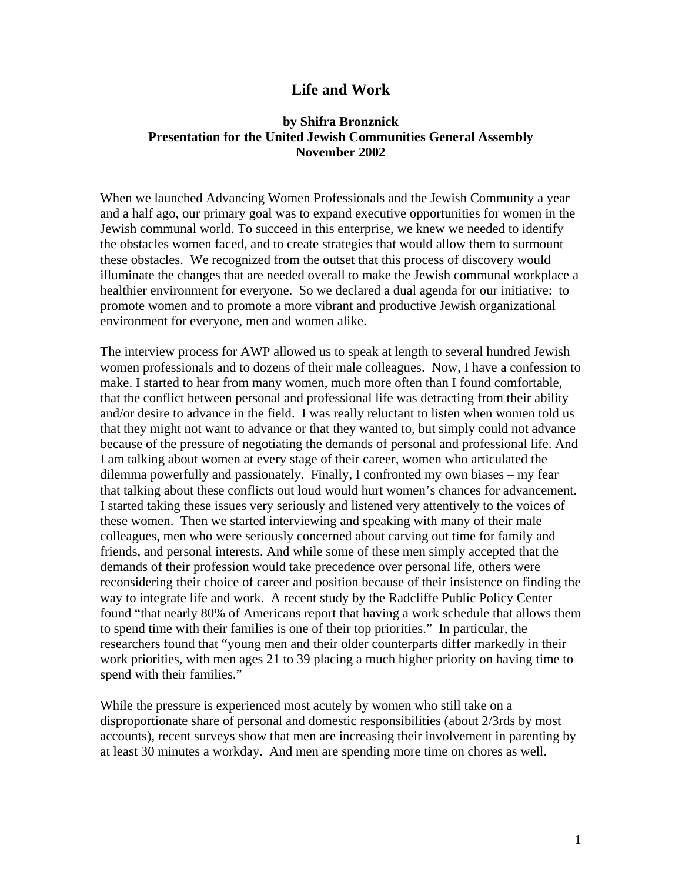# Life and Work

**by Shifra Bronznick**
**Presentation for the United Jewish Communities General Assembly**
**November 2002**

When we launched Advancing Women Professionals and the Jewish Community a year and a half ago, our primary goal was to expand executive opportunities for women in the Jewish communal world. To succeed in this enterprise, we knew we needed to identify the obstacles women faced, and to create strategies that would allow them to surmount these obstacles. We recognized from the outset that this process of discovery would illuminate the changes that are needed overall to make the Jewish communal workplace a healthier environment for everyone. So we declared a dual agenda for our initiative: to promote women and to promote a more vibrant and productive Jewish organizational environment for everyone, men and women alike.

The interview process for AWP allowed us to speak at length to several hundred Jewish women professionals and to dozens of their male colleagues. Now, I have a confession to make. I started to hear from many women, much more often than I found comfortable, that the conflict between personal and professional life was detracting from their ability and/or desire to advance in the field. I was really reluctant to listen when women told us that they might not want to advance or that they wanted to, but simply could not advance because of the pressure of negotiating the demands of personal and professional life. And I am talking about women at every stage of their career, women who articulated the dilemma powerfully and passionately. Finally, I confronted my own biases – my fear that talking about these conflicts out loud would hurt women's chances for advancement. I started taking these issues very seriously and listened very attentively to the voices of these women. Then we started interviewing and speaking with many of their male colleagues, men who were seriously concerned about carving out time for family and friends, and personal interests. And while some of these men simply accepted that the demands of their profession would take precedence over personal life, others were reconsidering their choice of career and position because of their insistence on finding the way to integrate life and work. A recent study by the Radcliffe Public Policy Center found "that nearly 80% of Americans report that having a work schedule that allows them to spend time with their families is one of their top priorities." In particular, the researchers found that "young men and their older counterparts differ markedly in their work priorities, with men ages 21 to 39 placing a much higher priority on having time to spend with their families."

While the pressure is experienced most acutely by women who still take on a disproportionate share of personal and domestic responsibilities (about 2/3rds by most accounts), recent surveys show that men are increasing their involvement in parenting by at least 30 minutes a workday. And men are spending more time on chores as well.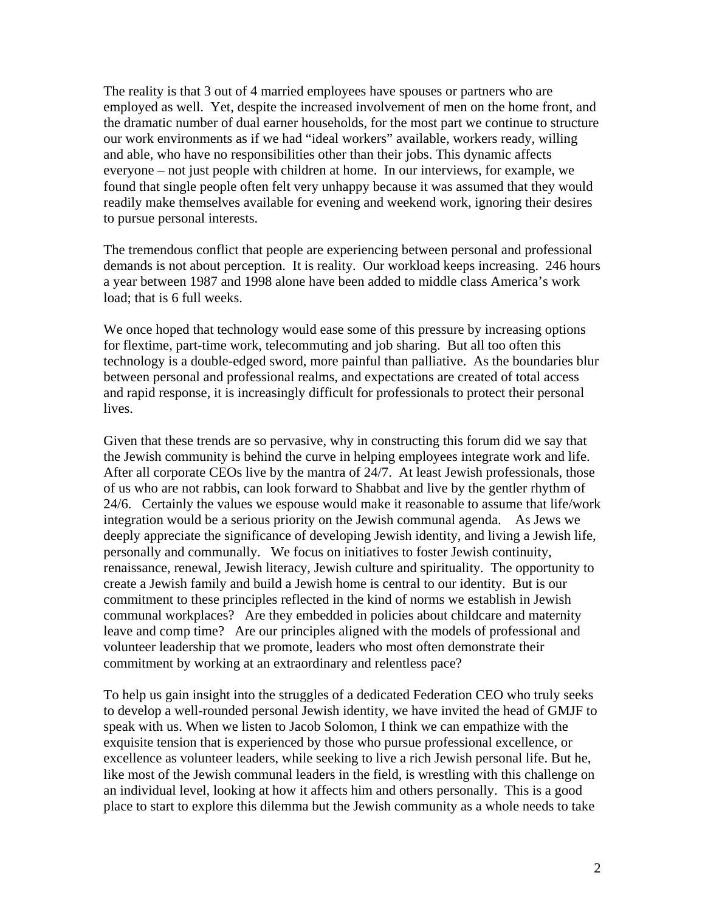The reality is that 3 out of 4 married employees have spouses or partners who are employed as well. Yet, despite the increased involvement of men on the home front, and the dramatic number of dual earner households, for the most part we continue to structure our work environments as if we had "ideal workers" available, workers ready, willing and able, who have no responsibilities other than their jobs. This dynamic affects everyone – not just people with children at home. In our interviews, for example, we found that single people often felt very unhappy because it was assumed that they would readily make themselves available for evening and weekend work, ignoring their desires to pursue personal interests.

The tremendous conflict that people are experiencing between personal and professional demands is not about perception. It is reality. Our workload keeps increasing. 246 hours a year between 1987 and 1998 alone have been added to middle class America's work load; that is 6 full weeks.

We once hoped that technology would ease some of this pressure by increasing options for flextime, part-time work, telecommuting and job sharing. But all too often this technology is a double-edged sword, more painful than palliative. As the boundaries blur between personal and professional realms, and expectations are created of total access and rapid response, it is increasingly difficult for professionals to protect their personal lives.

Given that these trends are so pervasive, why in constructing this forum did we say that the Jewish community is behind the curve in helping employees integrate work and life. After all corporate CEOs live by the mantra of 24/7. At least Jewish professionals, those of us who are not rabbis, can look forward to Shabbat and live by the gentler rhythm of 24/6. Certainly the values we espouse would make it reasonable to assume that life/work integration would be a serious priority on the Jewish communal agenda. As Jews we deeply appreciate the significance of developing Jewish identity, and living a Jewish life, personally and communally. We focus on initiatives to foster Jewish continuity, renaissance, renewal, Jewish literacy, Jewish culture and spirituality. The opportunity to create a Jewish family and build a Jewish home is central to our identity. But is our commitment to these principles reflected in the kind of norms we establish in Jewish communal workplaces? Are they embedded in policies about childcare and maternity leave and comp time? Are our principles aligned with the models of professional and volunteer leadership that we promote, leaders who most often demonstrate their commitment by working at an extraordinary and relentless pace?

To help us gain insight into the struggles of a dedicated Federation CEO who truly seeks to develop a well-rounded personal Jewish identity, we have invited the head of GMJF to speak with us. When we listen to Jacob Solomon, I think we can empathize with the exquisite tension that is experienced by those who pursue professional excellence, or excellence as volunteer leaders, while seeking to live a rich Jewish personal life. But he, like most of the Jewish communal leaders in the field, is wrestling with this challenge on an individual level, looking at how it affects him and others personally. This is a good place to start to explore this dilemma but the Jewish community as a whole needs to take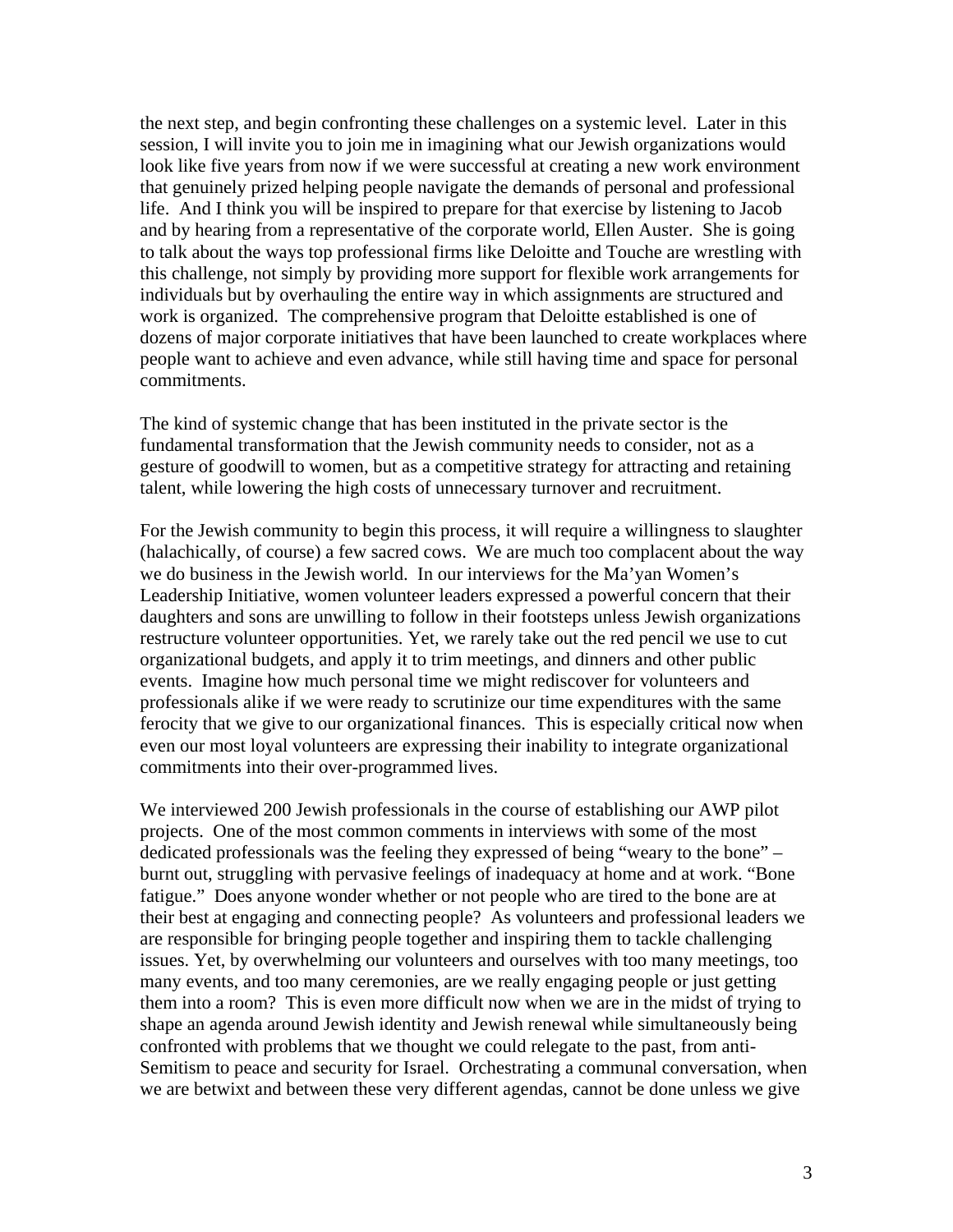the next step, and begin confronting these challenges on a systemic level. Later in this session, I will invite you to join me in imagining what our Jewish organizations would look like five years from now if we were successful at creating a new work environment that genuinely prized helping people navigate the demands of personal and professional life. And I think you will be inspired to prepare for that exercise by listening to Jacob and by hearing from a representative of the corporate world, Ellen Auster. She is going to talk about the ways top professional firms like Deloitte and Touche are wrestling with this challenge, not simply by providing more support for flexible work arrangements for individuals but by overhauling the entire way in which assignments are structured and work is organized. The comprehensive program that Deloitte established is one of dozens of major corporate initiatives that have been launched to create workplaces where people want to achieve and even advance, while still having time and space for personal commitments.

The kind of systemic change that has been instituted in the private sector is the fundamental transformation that the Jewish community needs to consider, not as a gesture of goodwill to women, but as a competitive strategy for attracting and retaining talent, while lowering the high costs of unnecessary turnover and recruitment.

For the Jewish community to begin this process, it will require a willingness to slaughter (halachically, of course) a few sacred cows. We are much too complacent about the way we do business in the Jewish world. In our interviews for the Ma'yan Women's Leadership Initiative, women volunteer leaders expressed a powerful concern that their daughters and sons are unwilling to follow in their footsteps unless Jewish organizations restructure volunteer opportunities. Yet, we rarely take out the red pencil we use to cut organizational budgets, and apply it to trim meetings, and dinners and other public events. Imagine how much personal time we might rediscover for volunteers and professionals alike if we were ready to scrutinize our time expenditures with the same ferocity that we give to our organizational finances. This is especially critical now when even our most loyal volunteers are expressing their inability to integrate organizational commitments into their over-programmed lives.

We interviewed 200 Jewish professionals in the course of establishing our AWP pilot projects. One of the most common comments in interviews with some of the most dedicated professionals was the feeling they expressed of being "weary to the bone" – burnt out, struggling with pervasive feelings of inadequacy at home and at work. "Bone fatigue." Does anyone wonder whether or not people who are tired to the bone are at their best at engaging and connecting people? As volunteers and professional leaders we are responsible for bringing people together and inspiring them to tackle challenging issues. Yet, by overwhelming our volunteers and ourselves with too many meetings, too many events, and too many ceremonies, are we really engaging people or just getting them into a room? This is even more difficult now when we are in the midst of trying to shape an agenda around Jewish identity and Jewish renewal while simultaneously being confronted with problems that we thought we could relegate to the past, from anti-Semitism to peace and security for Israel. Orchestrating a communal conversation, when we are betwixt and between these very different agendas, cannot be done unless we give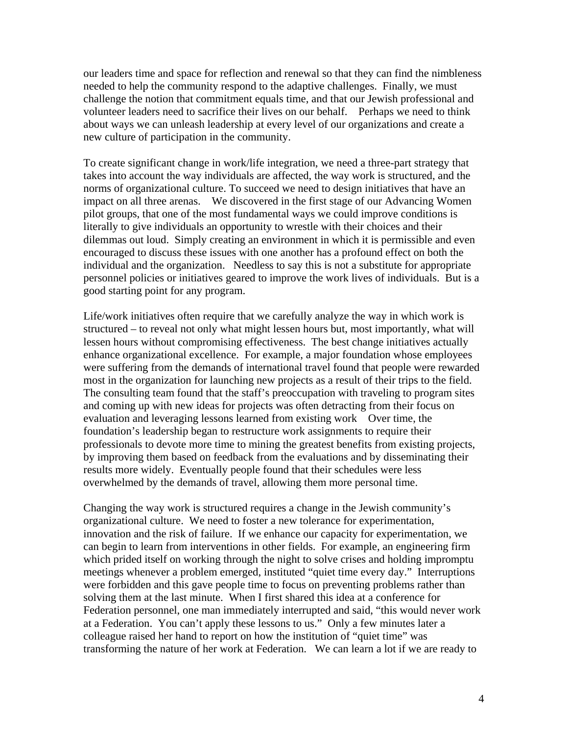our leaders time and space for reflection and renewal so that they can find the nimbleness needed to help the community respond to the adaptive challenges. Finally, we must challenge the notion that commitment equals time, and that our Jewish professional and volunteer leaders need to sacrifice their lives on our behalf. Perhaps we need to think about ways we can unleash leadership at every level of our organizations and create a new culture of participation in the community.

To create significant change in work/life integration, we need a three-part strategy that takes into account the way individuals are affected, the way work is structured, and the norms of organizational culture. To succeed we need to design initiatives that have an impact on all three arenas. We discovered in the first stage of our Advancing Women pilot groups, that one of the most fundamental ways we could improve conditions is literally to give individuals an opportunity to wrestle with their choices and their dilemmas out loud. Simply creating an environment in which it is permissible and even encouraged to discuss these issues with one another has a profound effect on both the individual and the organization. Needless to say this is not a substitute for appropriate personnel policies or initiatives geared to improve the work lives of individuals. But is a good starting point for any program.

Life/work initiatives often require that we carefully analyze the way in which work is structured – to reveal not only what might lessen hours but, most importantly, what will lessen hours without compromising effectiveness. The best change initiatives actually enhance organizational excellence. For example, a major foundation whose employees were suffering from the demands of international travel found that people were rewarded most in the organization for launching new projects as a result of their trips to the field. The consulting team found that the staff's preoccupation with traveling to program sites and coming up with new ideas for projects was often detracting from their focus on evaluation and leveraging lessons learned from existing work Over time, the foundation's leadership began to restructure work assignments to require their professionals to devote more time to mining the greatest benefits from existing projects, by improving them based on feedback from the evaluations and by disseminating their results more widely. Eventually people found that their schedules were less overwhelmed by the demands of travel, allowing them more personal time.

Changing the way work is structured requires a change in the Jewish community's organizational culture. We need to foster a new tolerance for experimentation, innovation and the risk of failure. If we enhance our capacity for experimentation, we can begin to learn from interventions in other fields. For example, an engineering firm which prided itself on working through the night to solve crises and holding impromptu meetings whenever a problem emerged, instituted "quiet time every day." Interruptions were forbidden and this gave people time to focus on preventing problems rather than solving them at the last minute. When I first shared this idea at a conference for Federation personnel, one man immediately interrupted and said, "this would never work at a Federation. You can't apply these lessons to us." Only a few minutes later a colleague raised her hand to report on how the institution of "quiet time" was transforming the nature of her work at Federation. We can learn a lot if we are ready to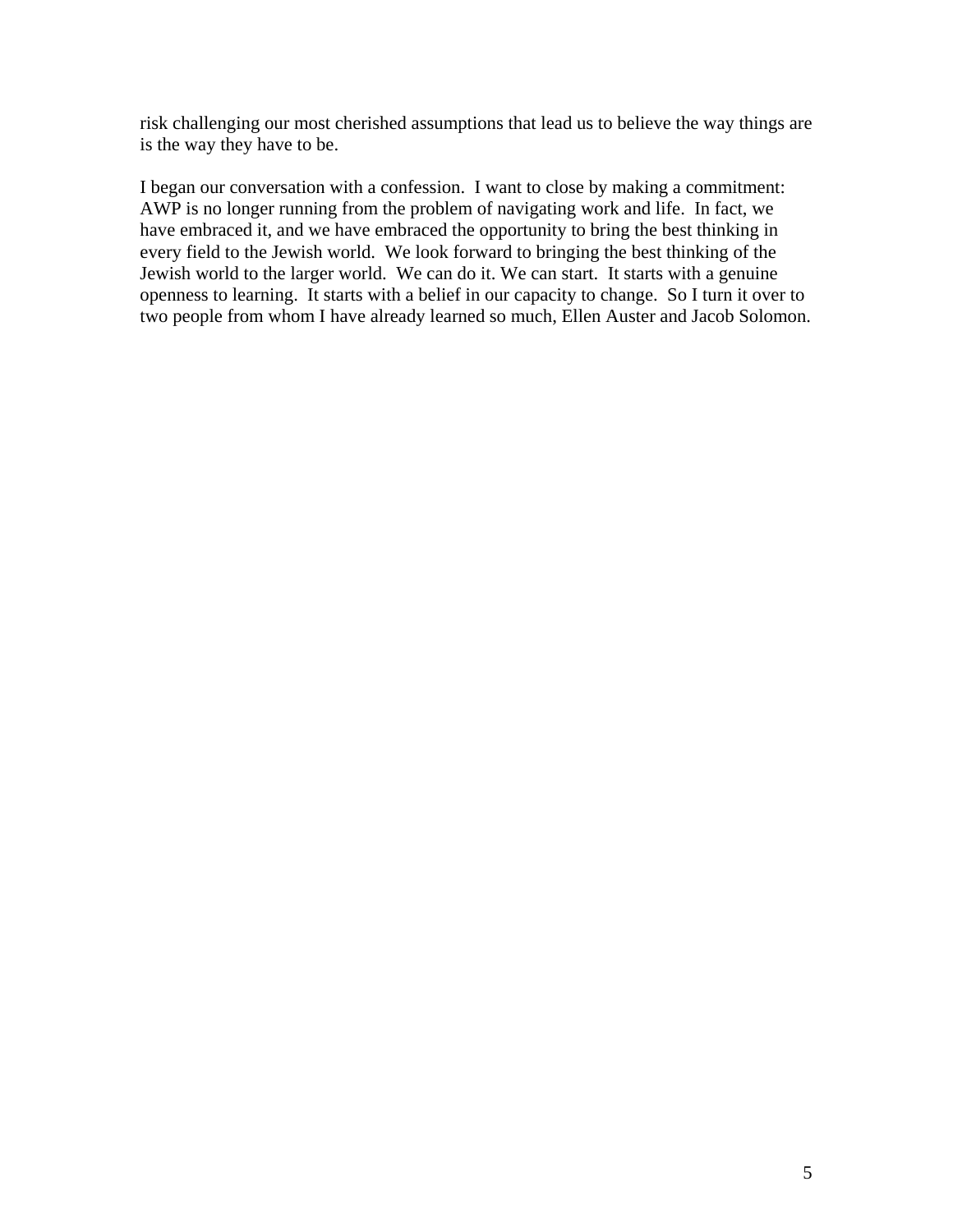risk challenging our most cherished assumptions that lead us to believe the way things are is the way they have to be.

I began our conversation with a confession. I want to close by making a commitment: AWP is no longer running from the problem of navigating work and life. In fact, we have embraced it, and we have embraced the opportunity to bring the best thinking in every field to the Jewish world. We look forward to bringing the best thinking of the Jewish world to the larger world. We can do it. We can start. It starts with a genuine openness to learning. It starts with a belief in our capacity to change. So I turn it over to two people from whom I have already learned so much, Ellen Auster and Jacob Solomon.